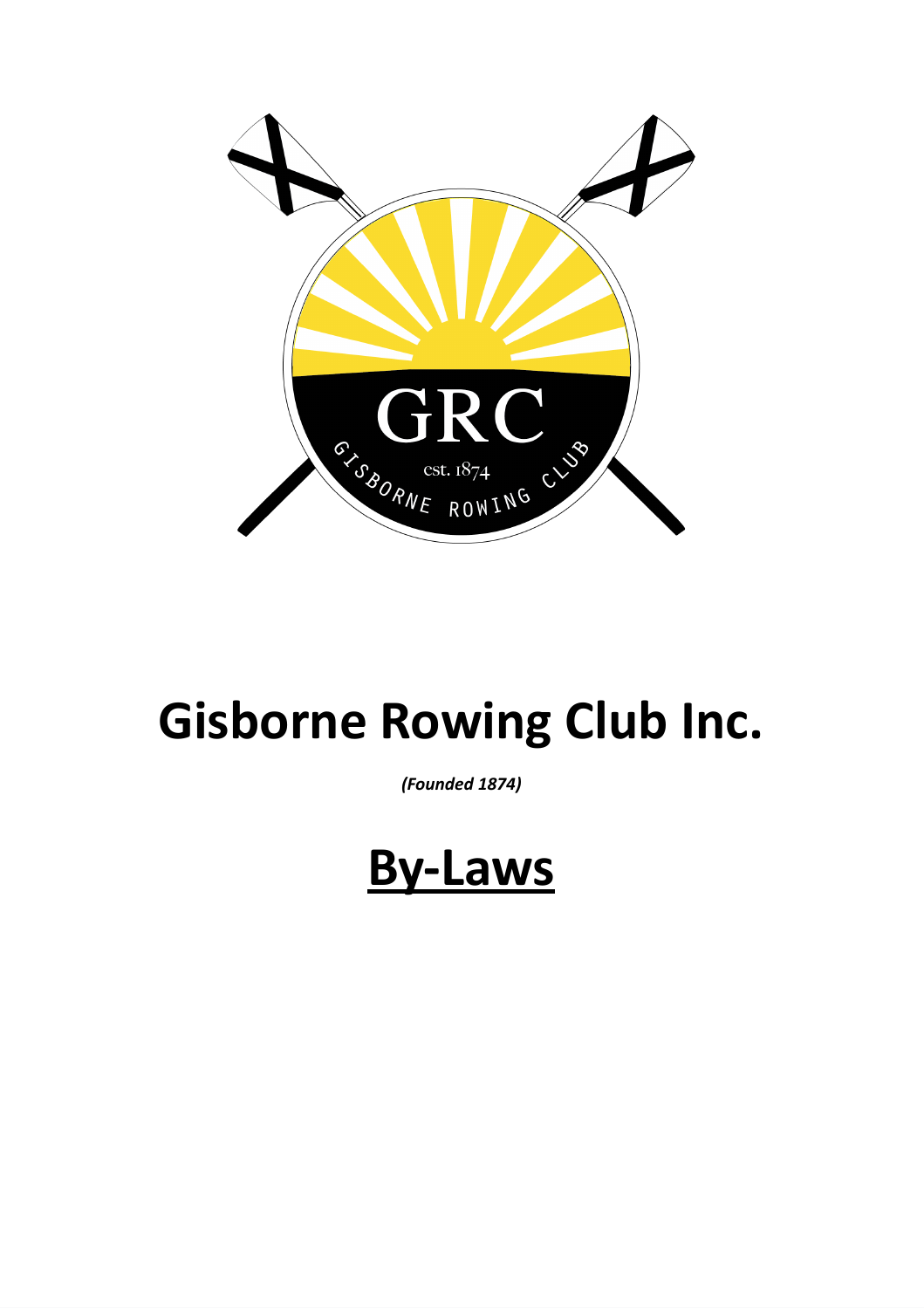# Gisborne Rowing Club Inc.

***(Founded 1874)***

# <u>By-Laws</u>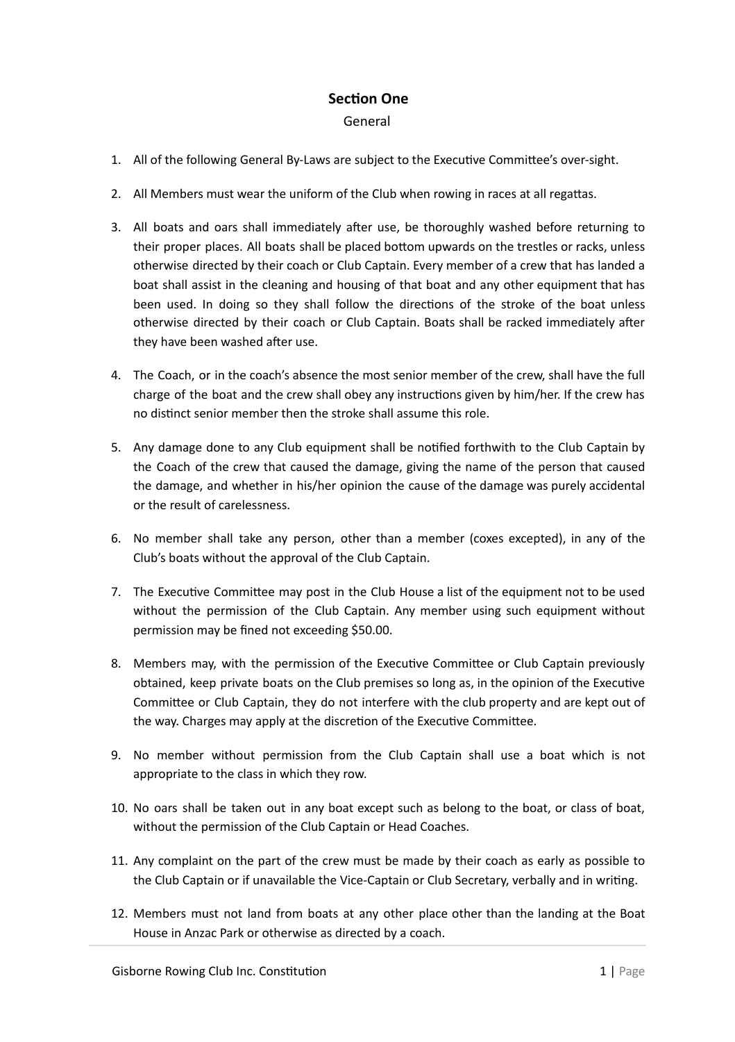## Section One

General

1. All of the following General By-Laws are subject to the Executive Committee's over-sight.

2. All Members must wear the uniform of the Club when rowing in races at all regattas.

3. All boats and oars shall immediately after use, be thoroughly washed before returning to their proper places. All boats shall be placed bottom upwards on the trestles or racks, unless otherwise directed by their coach or Club Captain. Every member of a crew that has landed a boat shall assist in the cleaning and housing of that boat and any other equipment that has been used. In doing so they shall follow the directions of the stroke of the boat unless otherwise directed by their coach or Club Captain. Boats shall be racked immediately after they have been washed after use.

4. The Coach, or in the coach's absence the most senior member of the crew, shall have the full charge of the boat and the crew shall obey any instructions given by him/her. If the crew has no distinct senior member then the stroke shall assume this role.

5. Any damage done to any Club equipment shall be notified forthwith to the Club Captain by the Coach of the crew that caused the damage, giving the name of the person that caused the damage, and whether in his/her opinion the cause of the damage was purely accidental or the result of carelessness.

6. No member shall take any person, other than a member (coxes excepted), in any of the Club's boats without the approval of the Club Captain.

7. The Executive Committee may post in the Club House a list of the equipment not to be used without the permission of the Club Captain. Any member using such equipment without permission may be fined not exceeding $50.00.

8. Members may, with the permission of the Executive Committee or Club Captain previously obtained, keep private boats on the Club premises so long as, in the opinion of the Executive Committee or Club Captain, they do not interfere with the club property and are kept out of the way. Charges may apply at the discretion of the Executive Committee.

9. No member without permission from the Club Captain shall use a boat which is not appropriate to the class in which they row.

10. No oars shall be taken out in any boat except such as belong to the boat, or class of boat, without the permission of the Club Captain or Head Coaches.

11. Any complaint on the part of the crew must be made by their coach as early as possible to the Club Captain or if unavailable the Vice-Captain or Club Secretary, verbally and in writing.

12. Members must not land from boats at any other place other than the landing at the Boat House in Anzac Park or otherwise as directed by a coach.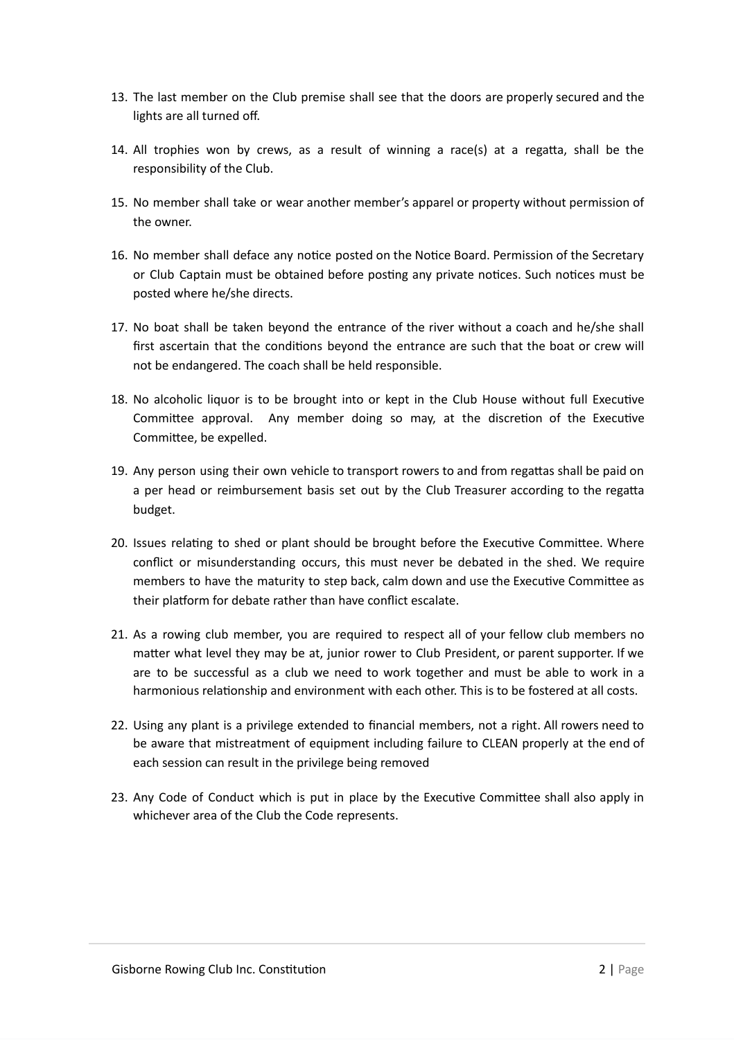13. The last member on the Club premise shall see that the doors are properly secured and the lights are all turned off.

14. All trophies won by crews, as a result of winning a race(s) at a regatta, shall be the responsibility of the Club.

15. No member shall take or wear another member's apparel or property without permission of the owner.

16. No member shall deface any notice posted on the Notice Board. Permission of the Secretary or Club Captain must be obtained before posting any private notices. Such notices must be posted where he/she directs.

17. No boat shall be taken beyond the entrance of the river without a coach and he/she shall first ascertain that the conditions beyond the entrance are such that the boat or crew will not be endangered. The coach shall be held responsible.

18. No alcoholic liquor is to be brought into or kept in the Club House without full Executive Committee approval. Any member doing so may, at the discretion of the Executive Committee, be expelled.

19. Any person using their own vehicle to transport rowers to and from regattas shall be paid on a per head or reimbursement basis set out by the Club Treasurer according to the regatta budget.

20. Issues relating to shed or plant should be brought before the Executive Committee. Where conflict or misunderstanding occurs, this must never be debated in the shed. We require members to have the maturity to step back, calm down and use the Executive Committee as their platform for debate rather than have conflict escalate.

21. As a rowing club member, you are required to respect all of your fellow club members no matter what level they may be at, junior rower to Club President, or parent supporter. If we are to be successful as a club we need to work together and must be able to work in a harmonious relationship and environment with each other. This is to be fostered at all costs.

22. Using any plant is a privilege extended to financial members, not a right. All rowers need to be aware that mistreatment of equipment including failure to CLEAN properly at the end of each session can result in the privilege being removed

23. Any Code of Conduct which is put in place by the Executive Committee shall also apply in whichever area of the Club the Code represents.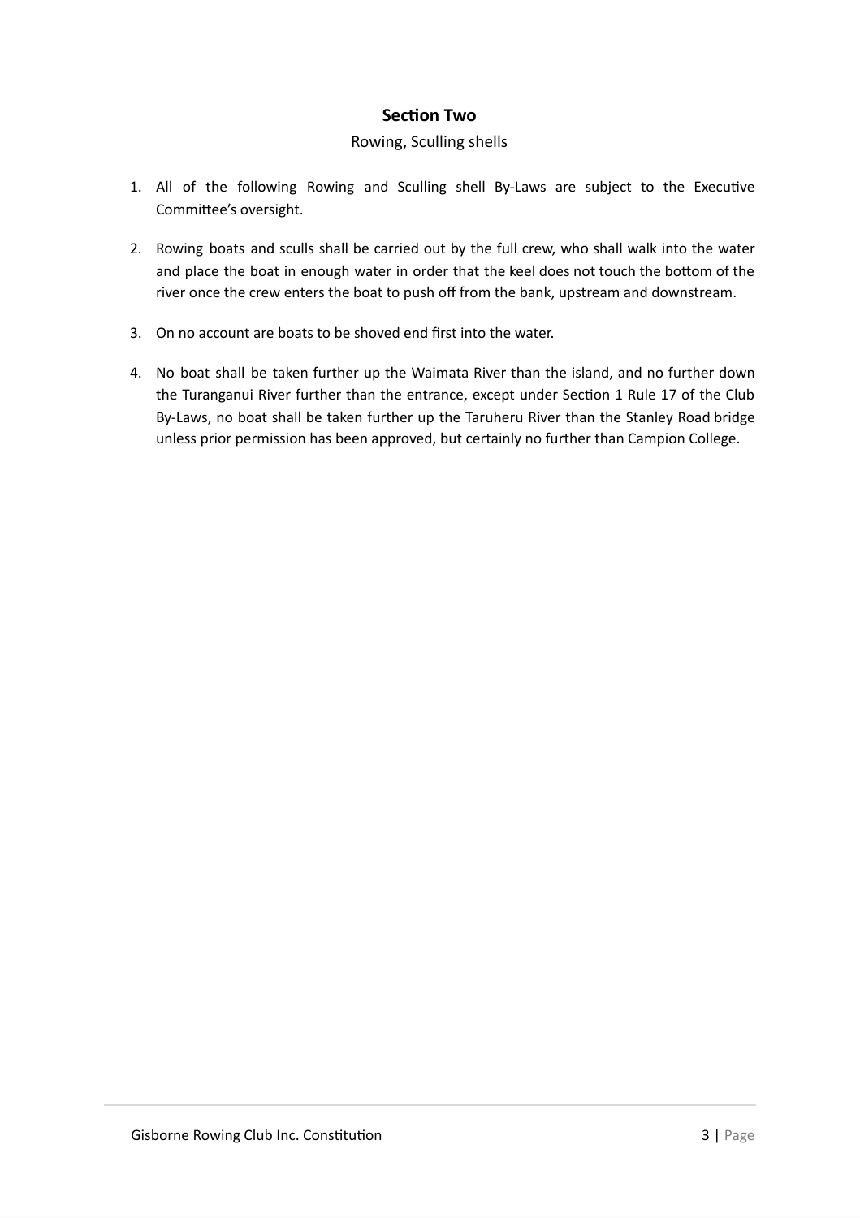## Section Two

Rowing, Sculling shells

1. All of the following Rowing and Sculling shell By-Laws are subject to the Executive Committee's oversight.

2. Rowing boats and sculls shall be carried out by the full crew, who shall walk into the water and place the boat in enough water in order that the keel does not touch the bottom of the river once the crew enters the boat to push off from the bank, upstream and downstream.

3. On no account are boats to be shoved end first into the water.

4. No boat shall be taken further up the Waimata River than the island, and no further down the Turanganui River further than the entrance, except under Section 1 Rule 17 of the Club By-Laws, no boat shall be taken further up the Taruheru River than the Stanley Road bridge unless prior permission has been approved, but certainly no further than Campion College.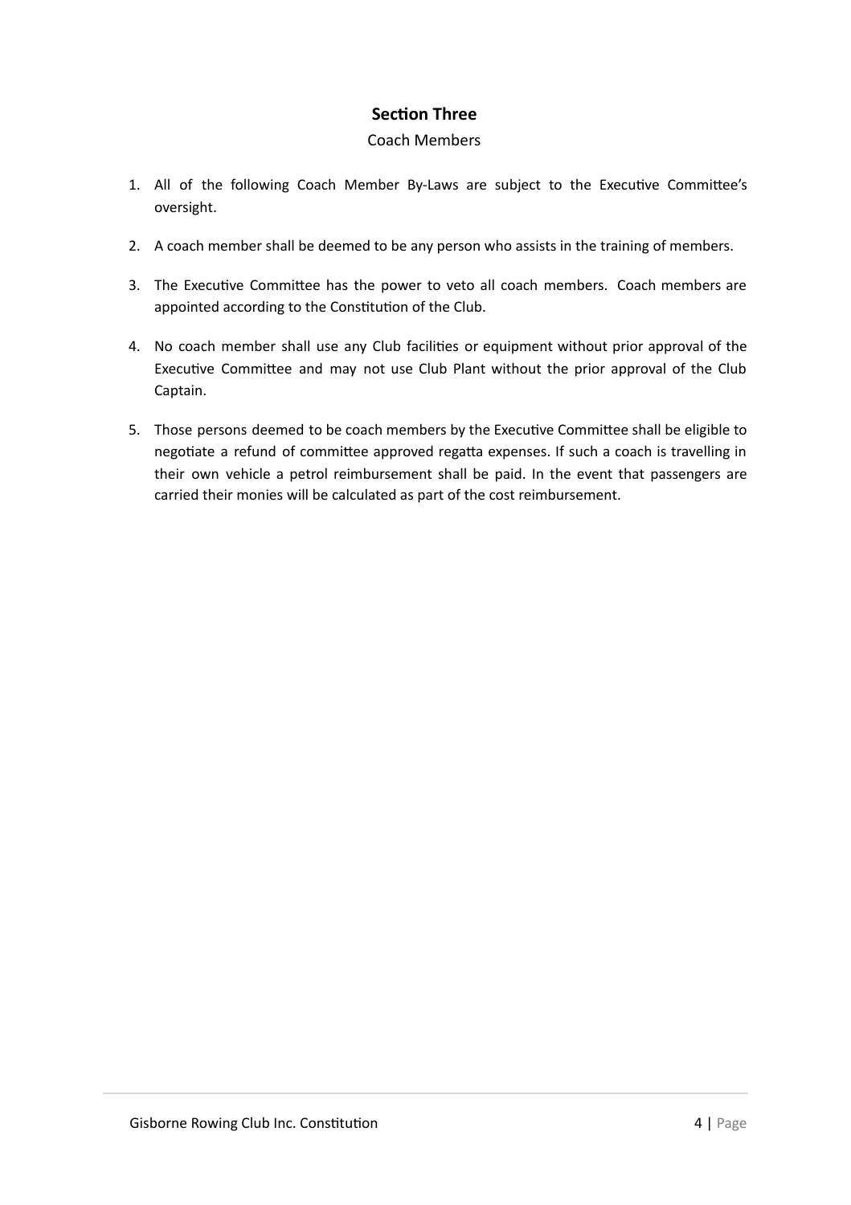## Section Three

Coach Members

1. All of the following Coach Member By-Laws are subject to the Executive Committee's oversight.
2. A coach member shall be deemed to be any person who assists in the training of members.
3. The Executive Committee has the power to veto all coach members. Coach members are appointed according to the Constitution of the Club.
4. No coach member shall use any Club facilities or equipment without prior approval of the Executive Committee and may not use Club Plant without the prior approval of the Club Captain.
5. Those persons deemed to be coach members by the Executive Committee shall be eligible to negotiate a refund of committee approved regatta expenses. If such a coach is travelling in their own vehicle a petrol reimbursement shall be paid. In the event that passengers are carried their monies will be calculated as part of the cost reimbursement.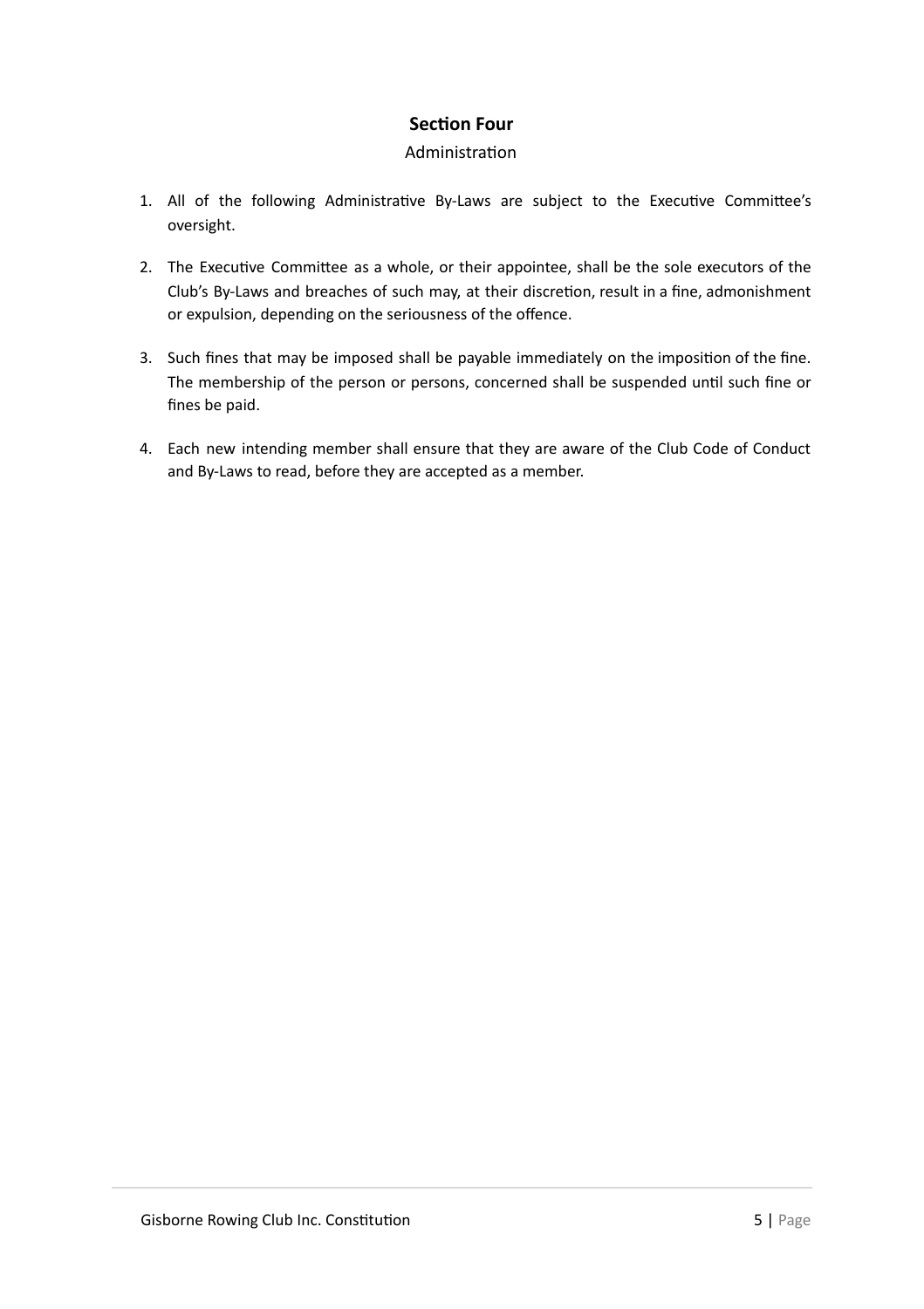## Section Four

Administration

1. All of the following Administrative By-Laws are subject to the Executive Committee's oversight.

2. The Executive Committee as a whole, or their appointee, shall be the sole executors of the Club's By-Laws and breaches of such may, at their discretion, result in a fine, admonishment or expulsion, depending on the seriousness of the offence.

3. Such fines that may be imposed shall be payable immediately on the imposition of the fine. The membership of the person or persons, concerned shall be suspended until such fine or fines be paid.

4. Each new intending member shall ensure that they are aware of the Club Code of Conduct and By-Laws to read, before they are accepted as a member.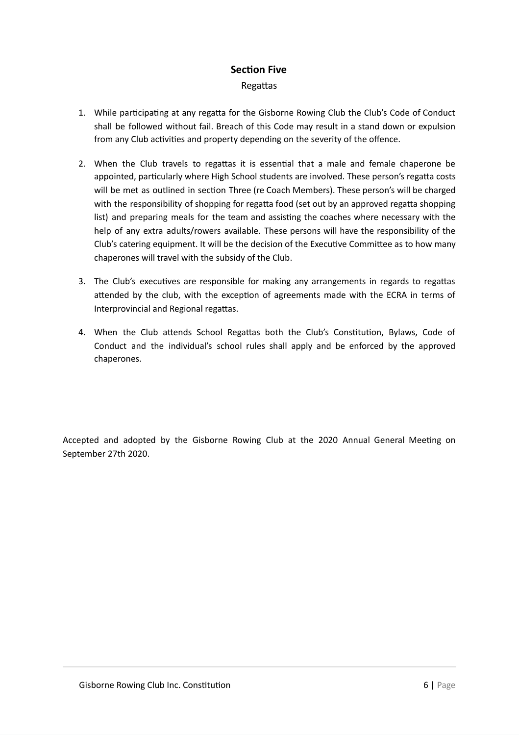## Section Five

Regattas

1. While participating at any regatta for the Gisborne Rowing Club the Club's Code of Conduct shall be followed without fail. Breach of this Code may result in a stand down or expulsion from any Club activities and property depending on the severity of the offence.

2. When the Club travels to regattas it is essential that a male and female chaperone be appointed, particularly where High School students are involved. These person's regatta costs will be met as outlined in section Three (re Coach Members). These person's will be charged with the responsibility of shopping for regatta food (set out by an approved regatta shopping list) and preparing meals for the team and assisting the coaches where necessary with the help of any extra adults/rowers available. These persons will have the responsibility of the Club's catering equipment. It will be the decision of the Executive Committee as to how many chaperones will travel with the subsidy of the Club.

3. The Club's executives are responsible for making any arrangements in regards to regattas attended by the club, with the exception of agreements made with the ECRA in terms of Interprovincial and Regional regattas.

4. When the Club attends School Regattas both the Club's Constitution, Bylaws, Code of Conduct and the individual's school rules shall apply and be enforced by the approved chaperones.

Accepted and adopted by the Gisborne Rowing Club at the 2020 Annual General Meeting on September 27th 2020.